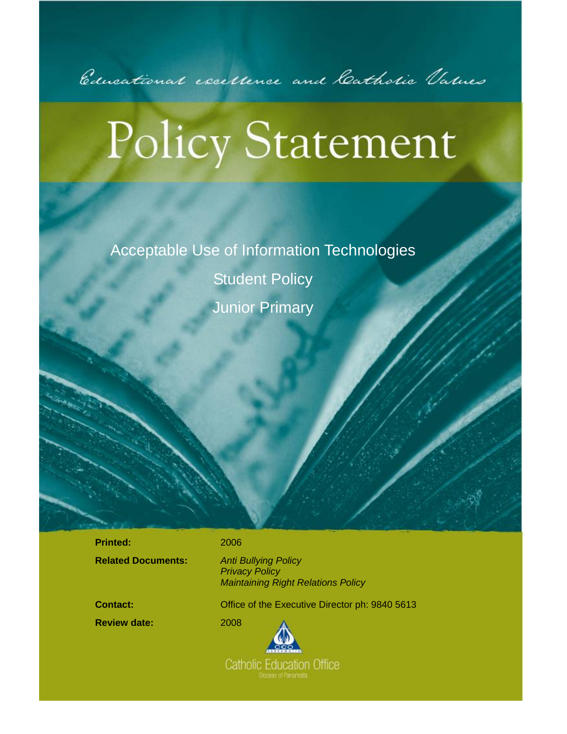*Educational excellence and Catholic Values*

# Policy Statement

## Acceptable Use of Information Technologies

## Student Policy

## Junior Primary

| | |
|---|---|
| **Printed:** | 2006 |
| **Related Documents:** | *Anti Bullying Policy*<br>*Privacy Policy*<br>*Maintaining Right Relations Policy* |
| **Contact:** | Office of the Executive Director ph: 9840 5613 |
| **Review date:** | 2008 |

Catholic Education Office

Diocese of Parramatta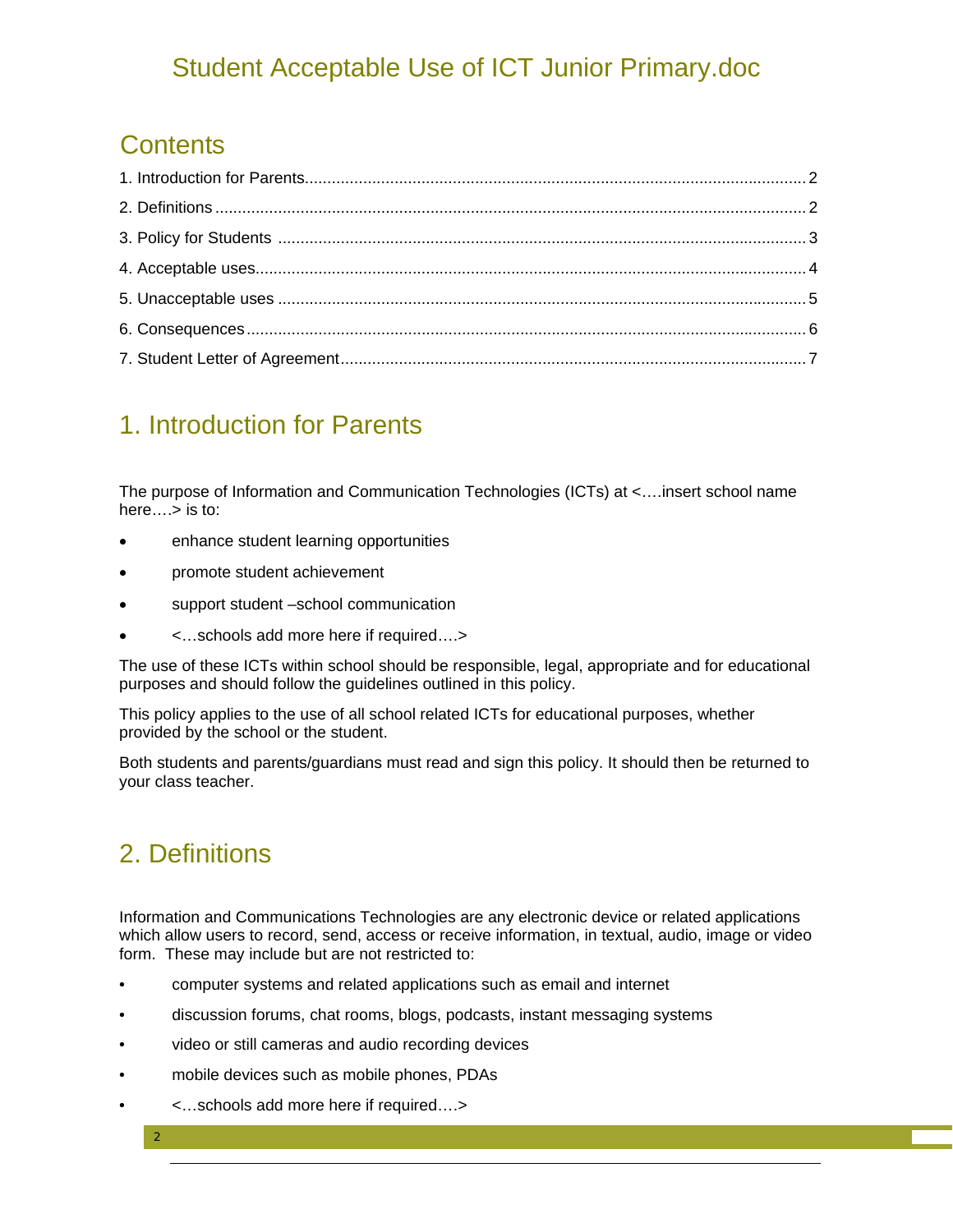# Student Acceptable Use of ICT Junior Primary.doc

## Contents

1. Introduction for Parents .... 2
2. Definitions .... 2
3. Policy for Students .... 3
4. Acceptable uses .... 4
5. Unacceptable uses .... 5
6. Consequences .... 6
7. Student Letter of Agreement .... 7

## 1. Introduction for Parents

The purpose of Information and Communication Technologies (ICTs) at <….insert school name here….> is to:

- enhance student learning opportunities
- promote student achievement
- support student –school communication
- <…schools add more here if required….>

The use of these ICTs within school should be responsible, legal, appropriate and for educational purposes and should follow the guidelines outlined in this policy.

This policy applies to the use of all school related ICTs for educational purposes, whether provided by the school or the student.

Both students and parents/guardians must read and sign this policy. It should then be returned to your class teacher.

## 2. Definitions

Information and Communications Technologies are any electronic device or related applications which allow users to record, send, access or receive information, in textual, audio, image or video form. These may include but are not restricted to:

- computer systems and related applications such as email and internet
- discussion forums, chat rooms, blogs, podcasts, instant messaging systems
- video or still cameras and audio recording devices
- mobile devices such as mobile phones, PDAs
- <…schools add more here if required….>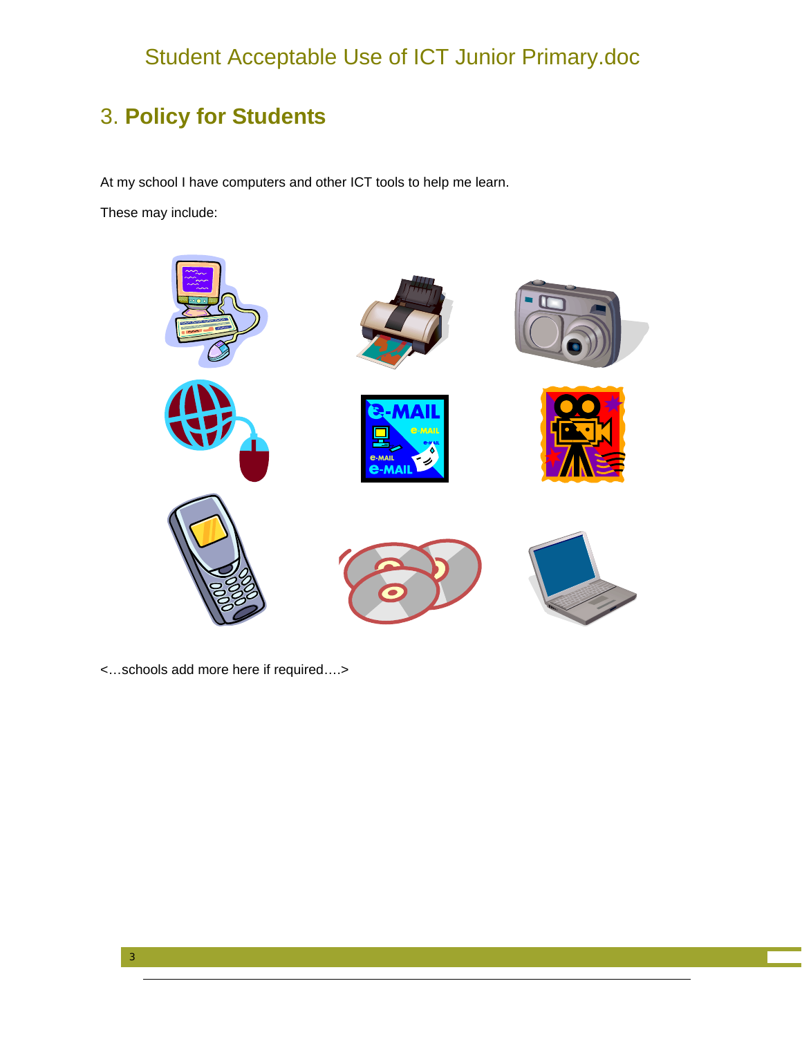## 3. **Policy for Students**

At my school I have computers and other ICT tools to help me learn.

These may include:

<…schools add more here if required….>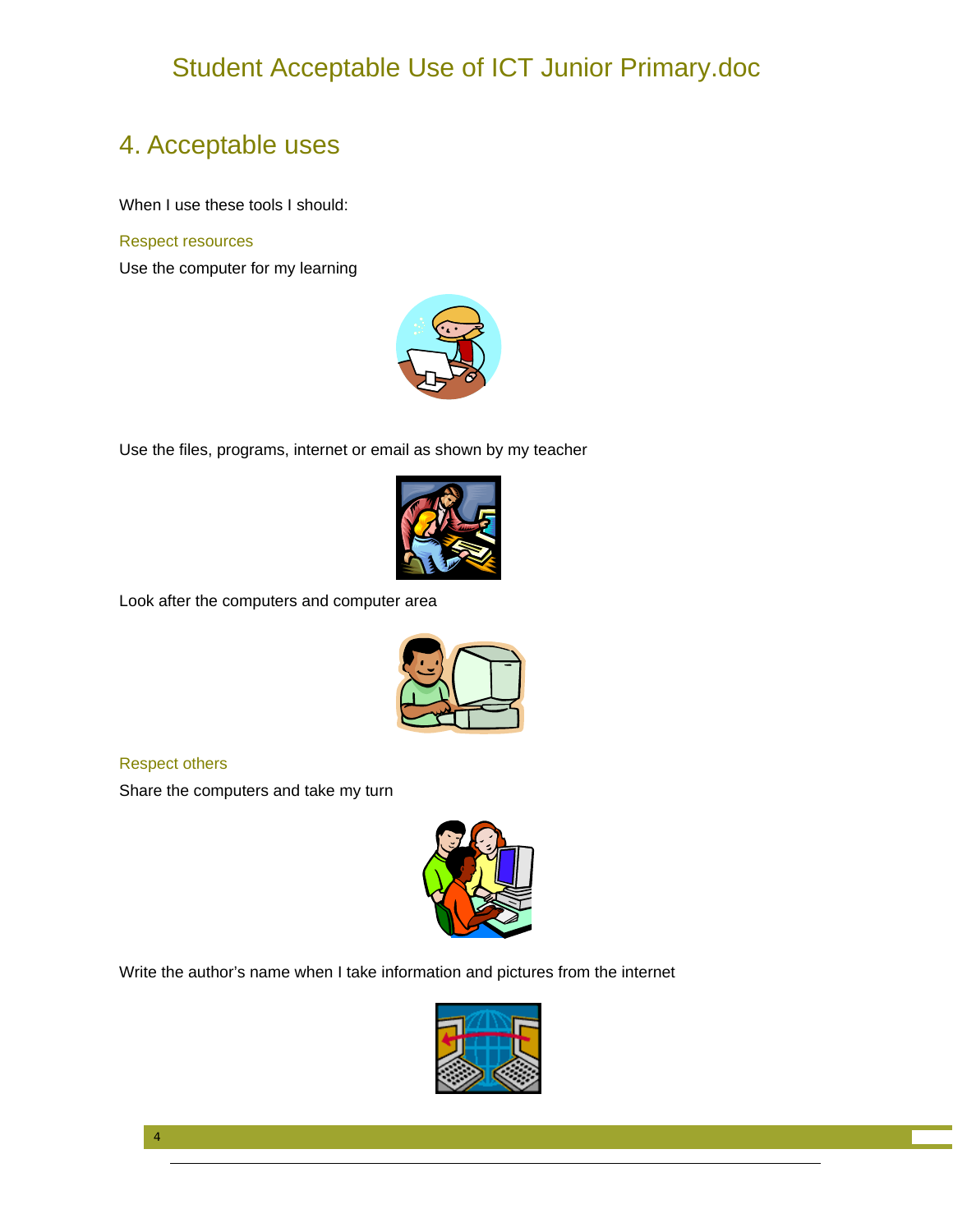# 4. Acceptable uses

When I use these tools I should:

### Respect resources

Use the computer for my learning

Use the files, programs, internet or email as shown by my teacher

Look after the computers and computer area

### Respect others

Share the computers and take my turn

Write the author's name when I take information and pictures from the internet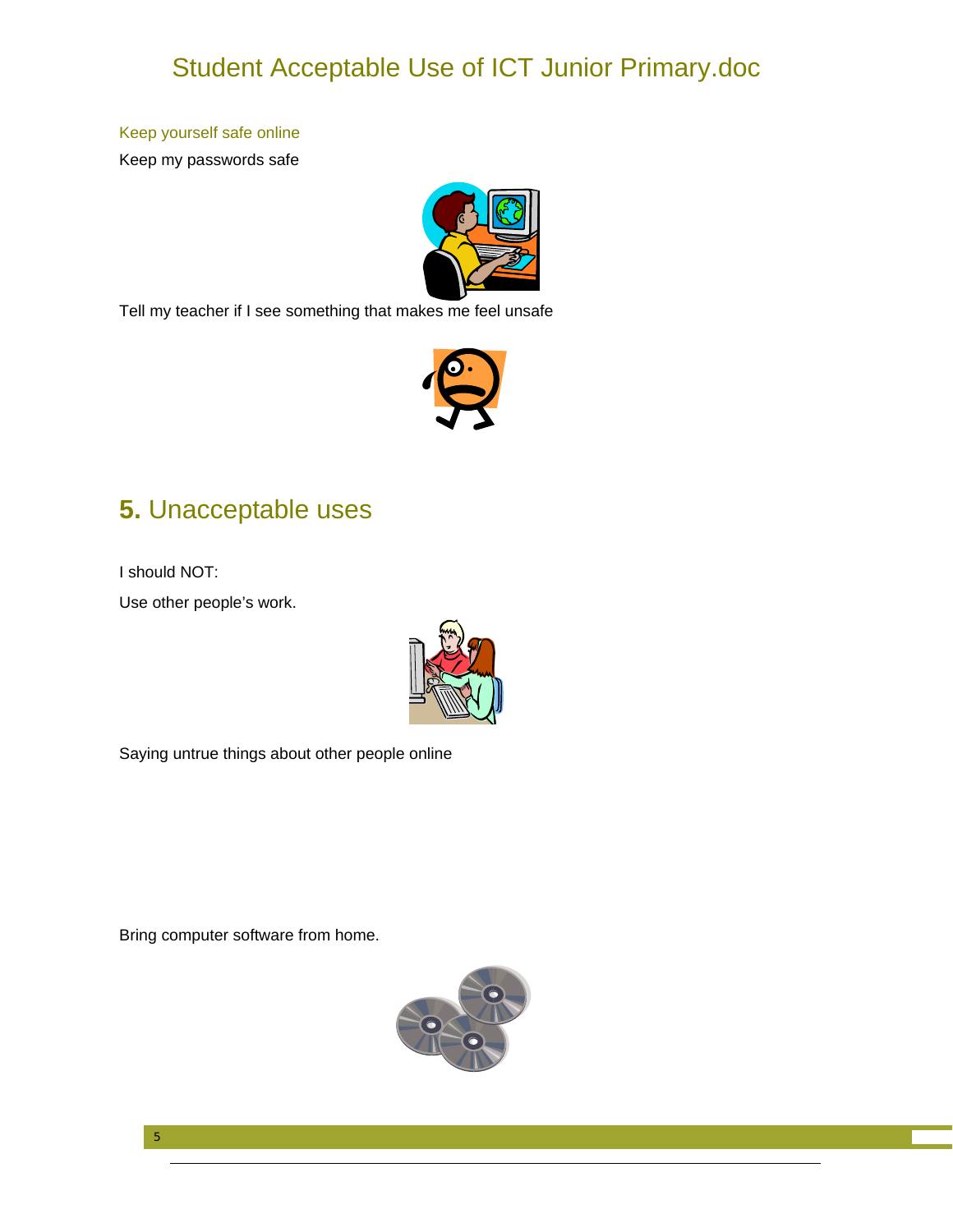### Keep yourself safe online

Keep my passwords safe

Tell my teacher if I see something that makes me feel unsafe

## **5.** Unacceptable uses

I should NOT:

Use other people's work.

Saying untrue things about other people online

Bring computer software from home.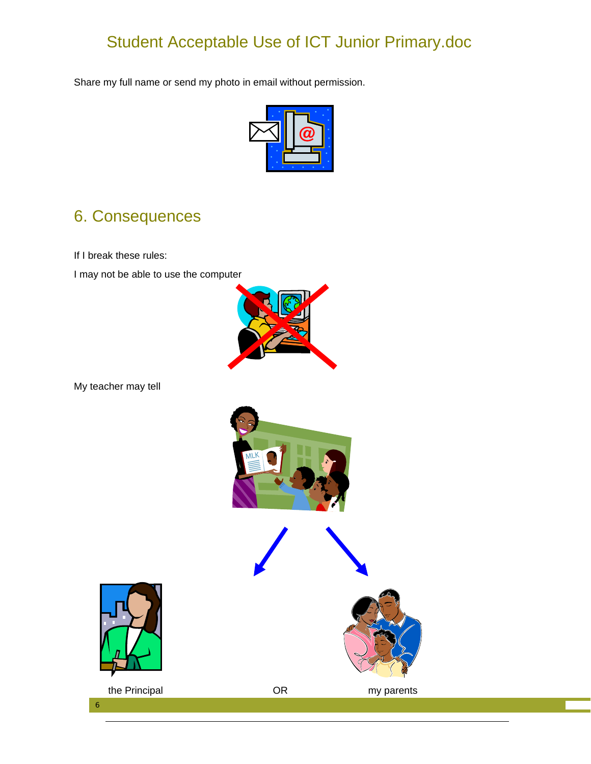Share my full name or send my photo in email without permission.

## 6. Consequences

If I break these rules:

I may not be able to use the computer

My teacher may tell

the Principal OR my parents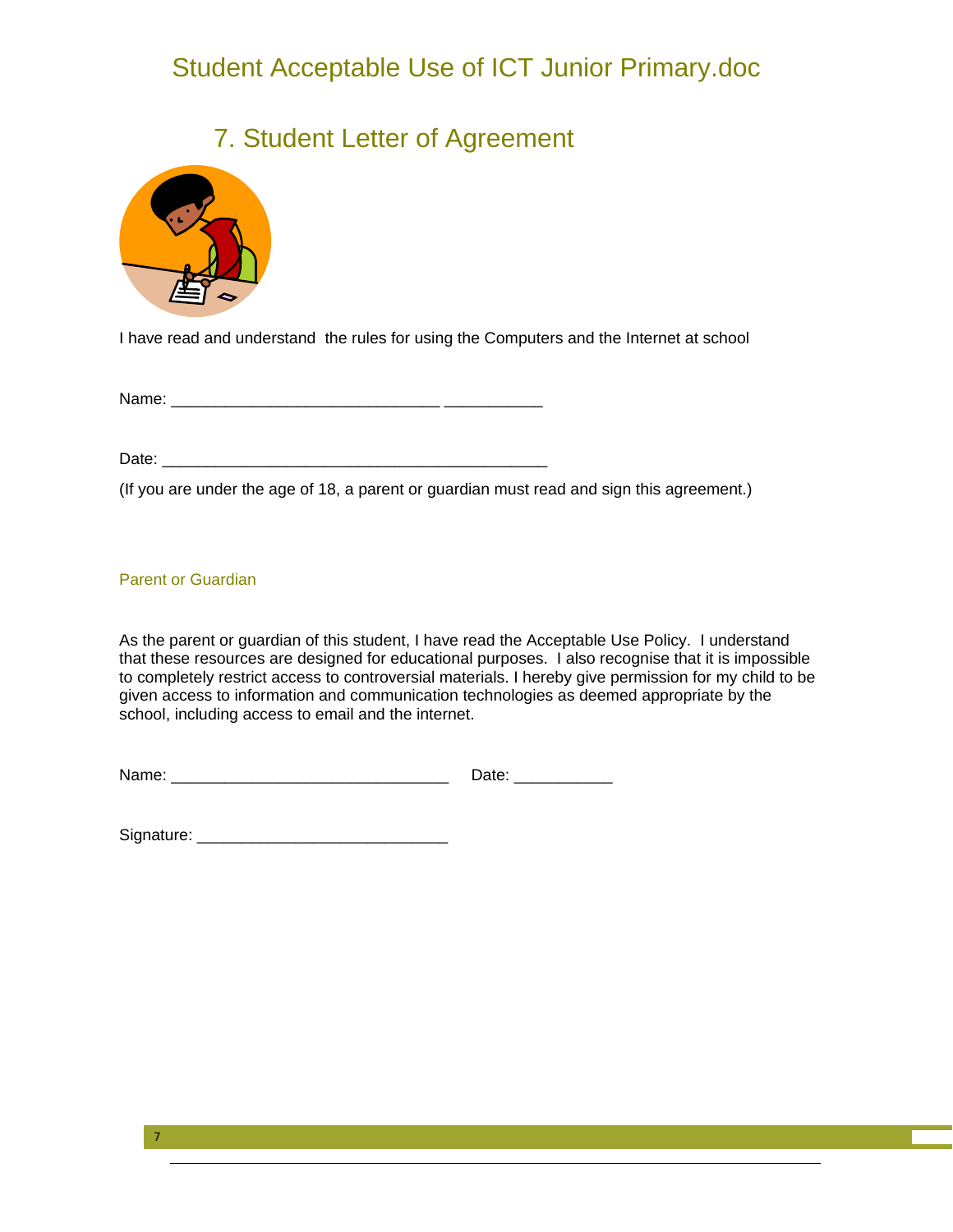# Student Acceptable Use of ICT Junior Primary.doc

## 7. Student Letter of Agreement

I have read and understand  the rules for using the Computers and the Internet at school

Name: ______________________________ ___________

Date: __________________________________________

(If you are under the age of 18, a parent or guardian must read and sign this agreement.)

### Parent or Guardian

As the parent or guardian of this student, I have read the Acceptable Use Policy.  I understand that these resources are designed for educational purposes.  I also recognise that it is impossible to completely restrict access to controversial materials. I hereby give permission for my child to be given access to information and communication technologies as deemed appropriate by the school, including access to email and the internet.

Name: _______________________________   Date: ___________

Signature: ____________________________